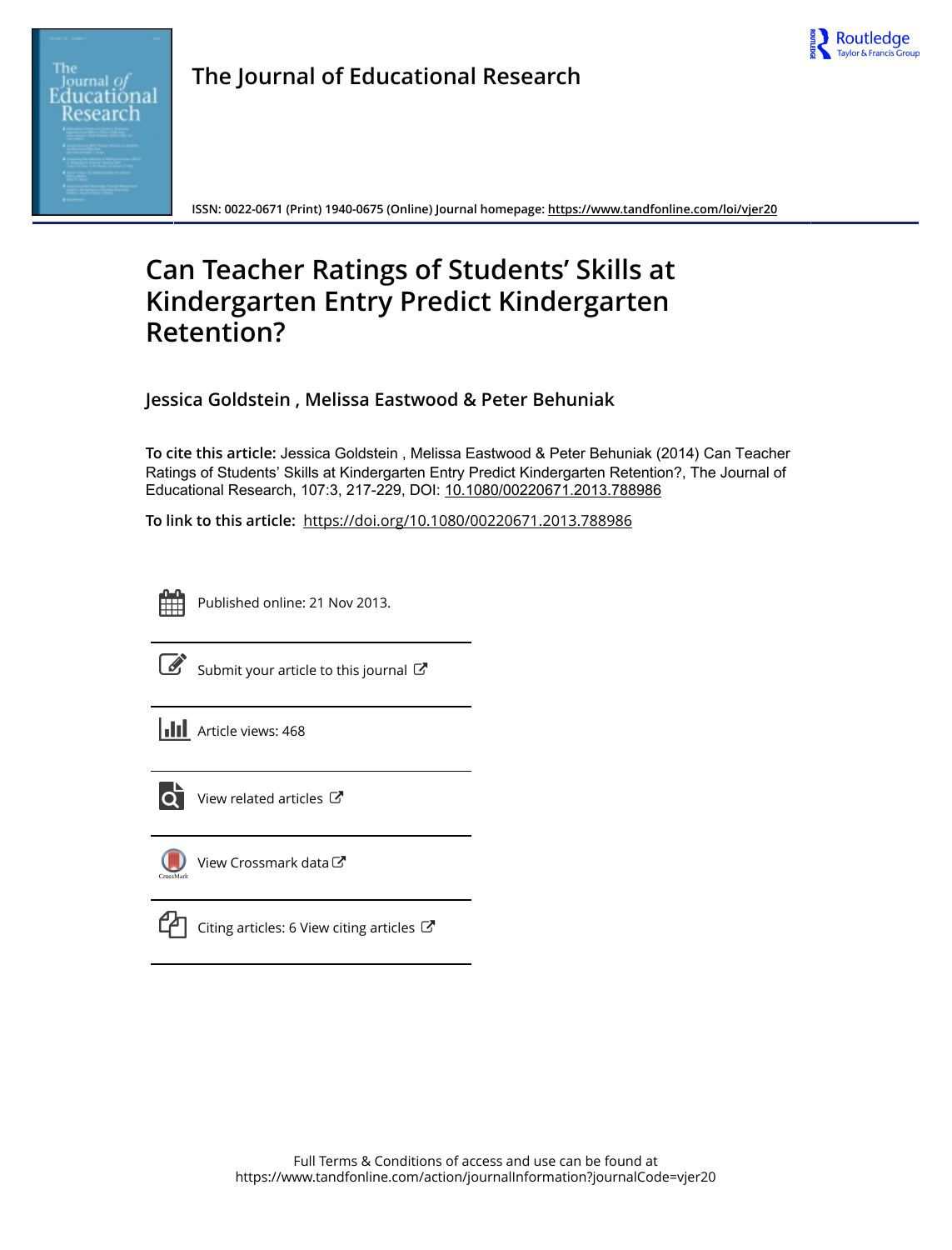# The Journal of Educational Research

ISSN: 0022-0671 (Print) 1940-0675 (Online) Journal homepage: https://www.tandfonline.com/loi/vjer20

## Can Teacher Ratings of Students' Skills at Kindergarten Entry Predict Kindergarten Retention?

**Jessica Goldstein , Melissa Eastwood & Peter Behuniak**

**To cite this article:** Jessica Goldstein , Melissa Eastwood & Peter Behuniak (2014) Can Teacher Ratings of Students' Skills at Kindergarten Entry Predict Kindergarten Retention?, The Journal of Educational Research, 107:3, 217-229, DOI: 10.1080/00220671.2013.788986

**To link to this article:** https://doi.org/10.1080/00220671.2013.788986

Published online: 21 Nov 2013.

Submit your article to this journal

Article views: 468

View related articles

View Crossmark data

Citing articles: 6 View citing articles

Full Terms & Conditions of access and use can be found at https://www.tandfonline.com/action/journalInformation?journalCode=vjer20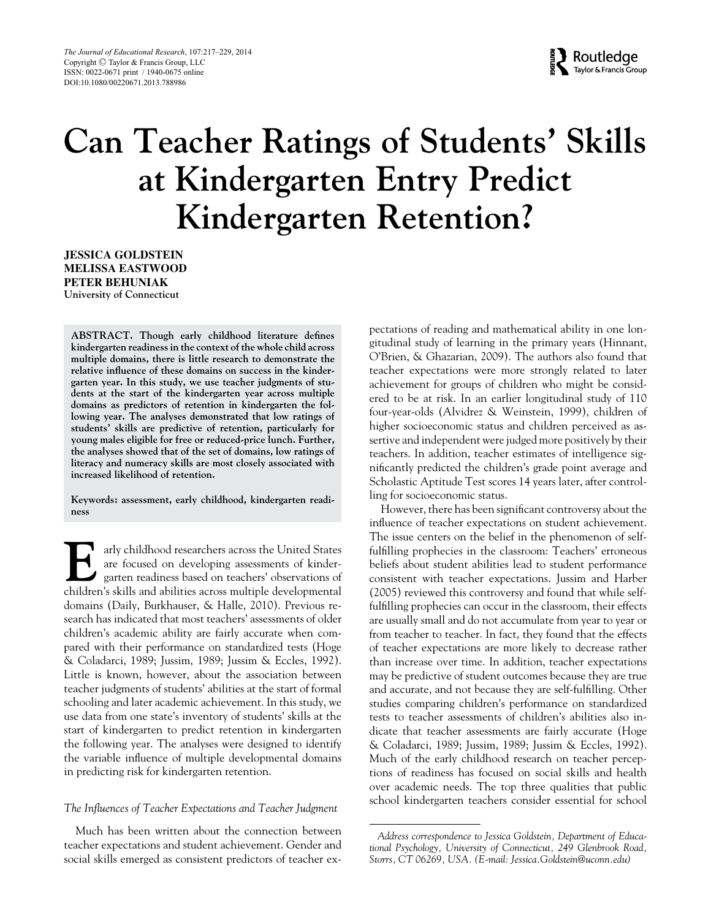# Can Teacher Ratings of Students' Skills at Kindergarten Entry Predict Kindergarten Retention?

**JESSICA GOLDSTEIN**
**MELISSA EASTWOOD**
**PETER BEHUNIAK**
**University of Connecticut**

**ABSTRACT.** **Though early childhood literature defines kindergarten readiness in the context of the whole child across multiple domains, there is little research to demonstrate the relative influence of these domains on success in the kindergarten year. In this study, we use teacher judgments of students at the start of the kindergarten year across multiple domains as predictors of retention in kindergarten the following year. The analyses demonstrated that low ratings of students' skills are predictive of retention, particularly for young males eligible for free or reduced-price lunch. Further, the analyses showed that of the set of domains, low ratings of literacy and numeracy skills are most closely associated with increased likelihood of retention.**

**Keywords: assessment, early childhood, kindergarten readiness**

Early childhood researchers across the United States are focused on developing assessments of kindergarten readiness based on teachers' observations of children's skills and abilities across multiple developmental domains (Daily, Burkhauser, & Halle, 2010). Previous research has indicated that most teachers' assessments of older children's academic ability are fairly accurate when compared with their performance on standardized tests (Hoge & Coladarci, 1989; Jussim, 1989; Jussim & Eccles, 1992). Little is known, however, about the association between teacher judgments of students' abilities at the start of formal schooling and later academic achievement. In this study, we use data from one state's inventory of students' skills at the start of kindergarten to predict retention in kindergarten the following year. The analyses were designed to identify the variable influence of multiple developmental domains in predicting risk for kindergarten retention.

### *The Influences of Teacher Expectations and Teacher Judgment*

Much has been written about the connection between teacher expectations and student achievement. Gender and social skills emerged as consistent predictors of teacher expectations of reading and mathematical ability in one longitudinal study of learning in the primary years (Hinnant, O'Brien, & Ghazarian, 2009). The authors also found that teacher expectations were more strongly related to later achievement for groups of children who might be considered to be at risk. In an earlier longitudinal study of 110 four-year-olds (Alvidrez & Weinstein, 1999), children of higher socioeconomic status and children perceived as assertive and independent were judged more positively by their teachers. In addition, teacher estimates of intelligence significantly predicted the children's grade point average and Scholastic Aptitude Test scores 14 years later, after controlling for socioeconomic status.

However, there has been significant controversy about the influence of teacher expectations on student achievement. The issue centers on the belief in the phenomenon of self-fulfilling prophecies in the classroom: Teachers' erroneous beliefs about student abilities lead to student performance consistent with teacher expectations. Jussim and Harber (2005) reviewed this controversy and found that while self-fulfilling prophecies can occur in the classroom, their effects are usually small and do not accumulate from year to year or from teacher to teacher. In fact, they found that the effects of teacher expectations are more likely to decrease rather than increase over time. In addition, teacher expectations may be predictive of student outcomes because they are true and accurate, and not because they are self-fulfilling. Other studies comparing children's performance on standardized tests to teacher assessments of children's abilities also indicate that teacher assessments are fairly accurate (Hoge & Coladarci, 1989; Jussim, 1989; Jussim & Eccles, 1992). Much of the early childhood research on teacher perceptions of readiness has focused on social skills and health over academic needs. The top three qualities that public school kindergarten teachers consider essential for school

*Address correspondence to Jessica Goldstein, Department of Educational Psychology, University of Connecticut, 249 Glenbrook Road, Storrs, CT 06269, USA. (E-mail: Jessica.Goldstein@uconn.edu)*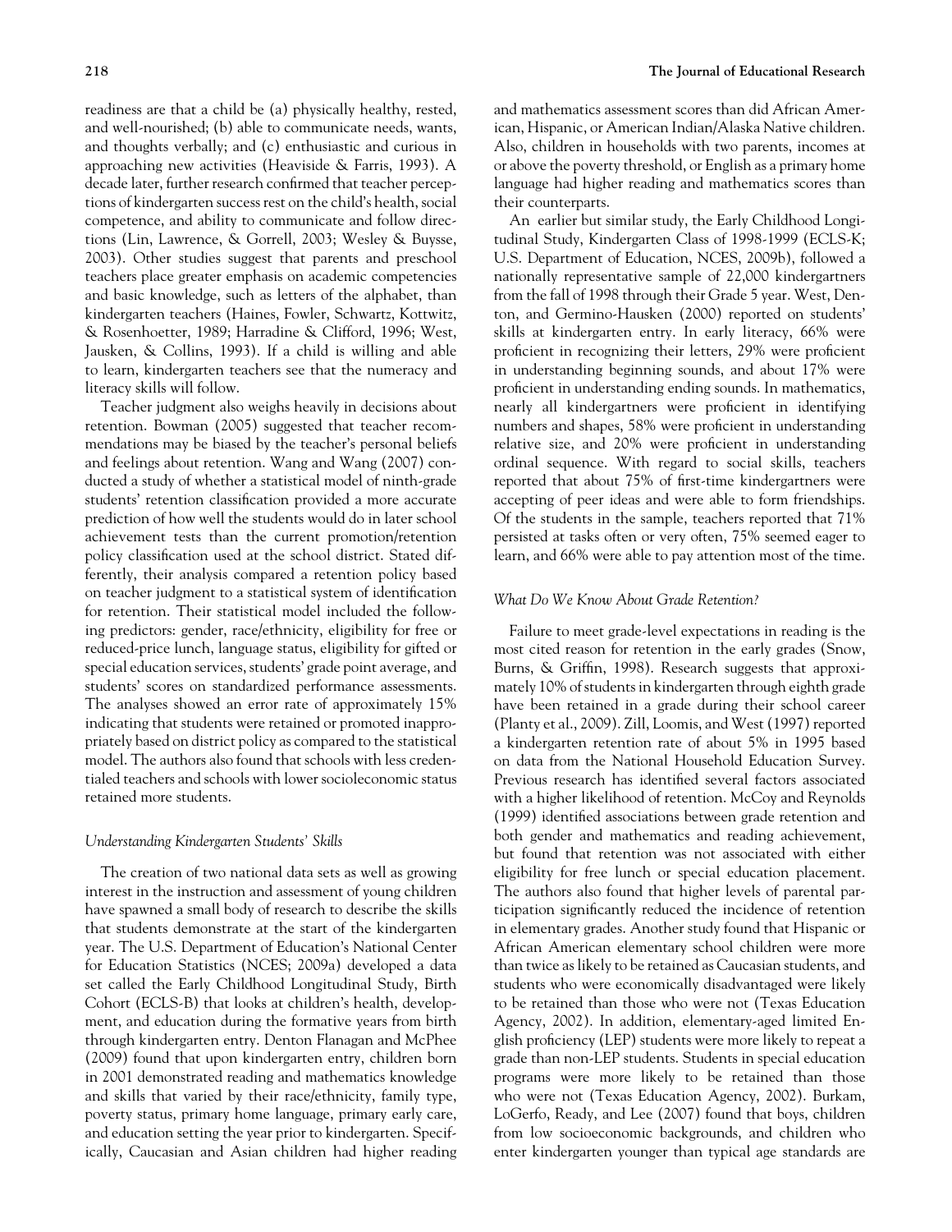readiness are that a child be (a) physically healthy, rested, and well-nourished; (b) able to communicate needs, wants, and thoughts verbally; and (c) enthusiastic and curious in approaching new activities (Heaviside & Farris, 1993). A decade later, further research confirmed that teacher perceptions of kindergarten success rest on the child's health, social competence, and ability to communicate and follow directions (Lin, Lawrence, & Gorrell, 2003; Wesley & Buysse, 2003). Other studies suggest that parents and preschool teachers place greater emphasis on academic competencies and basic knowledge, such as letters of the alphabet, than kindergarten teachers (Haines, Fowler, Schwartz, Kottwitz, & Rosenhoetter, 1989; Harradine & Clifford, 1996; West, Jausken, & Collins, 1993). If a child is willing and able to learn, kindergarten teachers see that the numeracy and literacy skills will follow.

Teacher judgment also weighs heavily in decisions about retention. Bowman (2005) suggested that teacher recommendations may be biased by the teacher's personal beliefs and feelings about retention. Wang and Wang (2007) conducted a study of whether a statistical model of ninth-grade students' retention classification provided a more accurate prediction of how well the students would do in later school achievement tests than the current promotion/retention policy classification used at the school district. Stated differently, their analysis compared a retention policy based on teacher judgment to a statistical system of identification for retention. Their statistical model included the following predictors: gender, race/ethnicity, eligibility for free or reduced-price lunch, language status, eligibility for gifted or special education services, students' grade point average, and students' scores on standardized performance assessments. The analyses showed an error rate of approximately 15% indicating that students were retained or promoted inappropriately based on district policy as compared to the statistical model. The authors also found that schools with less credentialed teachers and schools with lower socioleconomic status retained more students.

### *Understanding Kindergarten Students' Skills*

The creation of two national data sets as well as growing interest in the instruction and assessment of young children have spawned a small body of research to describe the skills that students demonstrate at the start of the kindergarten year. The U.S. Department of Education's National Center for Education Statistics (NCES; 2009a) developed a data set called the Early Childhood Longitudinal Study, Birth Cohort (ECLS-B) that looks at children's health, development, and education during the formative years from birth through kindergarten entry. Denton Flanagan and McPhee (2009) found that upon kindergarten entry, children born in 2001 demonstrated reading and mathematics knowledge and skills that varied by their race/ethnicity, family type, poverty status, primary home language, primary early care, and education setting the year prior to kindergarten. Specifically, Caucasian and Asian children had higher reading and mathematics assessment scores than did African American, Hispanic, or American Indian/Alaska Native children. Also, children in households with two parents, incomes at or above the poverty threshold, or English as a primary home language had higher reading and mathematics scores than their counterparts.

An earlier but similar study, the Early Childhood Longitudinal Study, Kindergarten Class of 1998-1999 (ECLS-K; U.S. Department of Education, NCES, 2009b), followed a nationally representative sample of 22,000 kindergartners from the fall of 1998 through their Grade 5 year. West, Denton, and Germino-Hausken (2000) reported on students' skills at kindergarten entry. In early literacy, 66% were proficient in recognizing their letters, 29% were proficient in understanding beginning sounds, and about 17% were proficient in understanding ending sounds. In mathematics, nearly all kindergartners were proficient in identifying numbers and shapes, 58% were proficient in understanding relative size, and 20% were proficient in understanding ordinal sequence. With regard to social skills, teachers reported that about 75% of first-time kindergartners were accepting of peer ideas and were able to form friendships. Of the students in the sample, teachers reported that 71% persisted at tasks often or very often, 75% seemed eager to learn, and 66% were able to pay attention most of the time.

### *What Do We Know About Grade Retention?*

Failure to meet grade-level expectations in reading is the most cited reason for retention in the early grades (Snow, Burns, & Griffin, 1998). Research suggests that approximately 10% of students in kindergarten through eighth grade have been retained in a grade during their school career (Planty et al., 2009). Zill, Loomis, and West (1997) reported a kindergarten retention rate of about 5% in 1995 based on data from the National Household Education Survey. Previous research has identified several factors associated with a higher likelihood of retention. McCoy and Reynolds (1999) identified associations between grade retention and both gender and mathematics and reading achievement, but found that retention was not associated with either eligibility for free lunch or special education placement. The authors also found that higher levels of parental participation significantly reduced the incidence of retention in elementary grades. Another study found that Hispanic or African American elementary school children were more than twice as likely to be retained as Caucasian students, and students who were economically disadvantaged were likely to be retained than those who were not (Texas Education Agency, 2002). In addition, elementary-aged limited English proficiency (LEP) students were more likely to repeat a grade than non-LEP students. Students in special education programs were more likely to be retained than those who were not (Texas Education Agency, 2002). Burkam, LoGerfo, Ready, and Lee (2007) found that boys, children from low socioeconomic backgrounds, and children who enter kindergarten younger than typical age standards are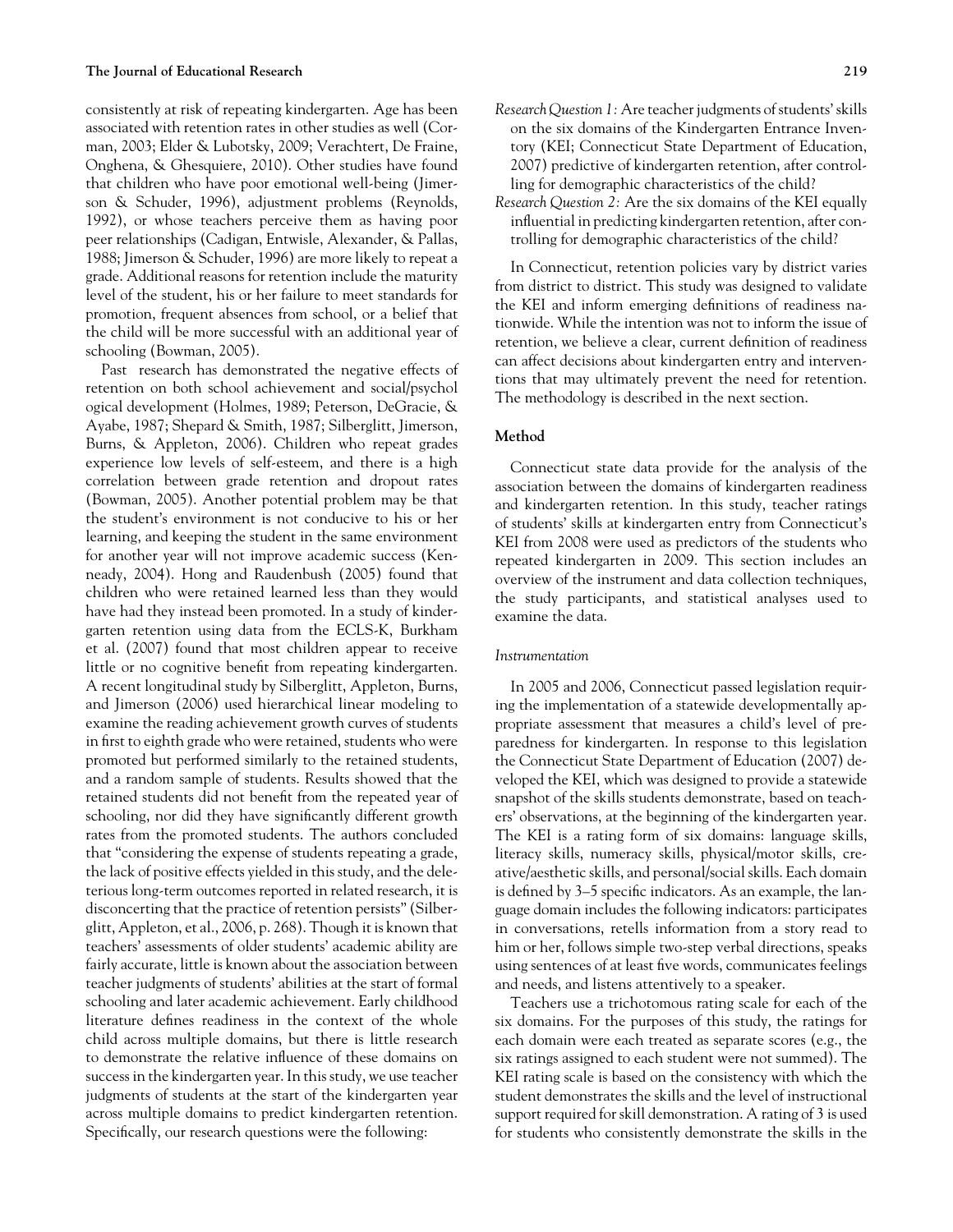consistently at risk of repeating kindergarten. Age has been associated with retention rates in other studies as well (Corman, 2003; Elder & Lubotsky, 2009; Verachtert, De Fraine, Onghena, & Ghesquiere, 2010). Other studies have found that children who have poor emotional well-being (Jimerson & Schuder, 1996), adjustment problems (Reynolds, 1992), or whose teachers perceive them as having poor peer relationships (Cadigan, Entwisle, Alexander, & Pallas, 1988; Jimerson & Schuder, 1996) are more likely to repeat a grade. Additional reasons for retention include the maturity level of the student, his or her failure to meet standards for promotion, frequent absences from school, or a belief that the child will be more successful with an additional year of schooling (Bowman, 2005).

Past research has demonstrated the negative effects of retention on both school achievement and social/psychol ogical development (Holmes, 1989; Peterson, DeGracie, & Ayabe, 1987; Shepard & Smith, 1987; Silberglitt, Jimerson, Burns, & Appleton, 2006). Children who repeat grades experience low levels of self-esteem, and there is a high correlation between grade retention and dropout rates (Bowman, 2005). Another potential problem may be that the student's environment is not conducive to his or her learning, and keeping the student in the same environment for another year will not improve academic success (Kenneady, 2004). Hong and Raudenbush (2005) found that children who were retained learned less than they would have had they instead been promoted. In a study of kindergarten retention using data from the ECLS-K, Burkham et al. (2007) found that most children appear to receive little or no cognitive benefit from repeating kindergarten. A recent longitudinal study by Silberglitt, Appleton, Burns, and Jimerson (2006) used hierarchical linear modeling to examine the reading achievement growth curves of students in first to eighth grade who were retained, students who were promoted but performed similarly to the retained students, and a random sample of students. Results showed that the retained students did not benefit from the repeated year of schooling, nor did they have significantly different growth rates from the promoted students. The authors concluded that "considering the expense of students repeating a grade, the lack of positive effects yielded in this study, and the deleterious long-term outcomes reported in related research, it is disconcerting that the practice of retention persists" (Silberglitt, Appleton, et al., 2006, p. 268). Though it is known that teachers' assessments of older students' academic ability are fairly accurate, little is known about the association between teacher judgments of students' abilities at the start of formal schooling and later academic achievement. Early childhood literature defines readiness in the context of the whole child across multiple domains, but there is little research to demonstrate the relative influence of these domains on success in the kindergarten year. In this study, we use teacher judgments of students at the start of the kindergarten year across multiple domains to predict kindergarten retention. Specifically, our research questions were the following:

*Research Question 1:* Are teacher judgments of students' skills on the six domains of the Kindergarten Entrance Inventory (KEI; Connecticut State Department of Education, 2007) predictive of kindergarten retention, after controlling for demographic characteristics of the child?

*Research Question 2:* Are the six domains of the KEI equally influential in predicting kindergarten retention, after controlling for demographic characteristics of the child?

In Connecticut, retention policies vary by district varies from district to district. This study was designed to validate the KEI and inform emerging definitions of readiness nationwide. While the intention was not to inform the issue of retention, we believe a clear, current definition of readiness can affect decisions about kindergarten entry and interventions that may ultimately prevent the need for retention. The methodology is described in the next section.

## Method

Connecticut state data provide for the analysis of the association between the domains of kindergarten readiness and kindergarten retention. In this study, teacher ratings of students' skills at kindergarten entry from Connecticut's KEI from 2008 were used as predictors of the students who repeated kindergarten in 2009. This section includes an overview of the instrument and data collection techniques, the study participants, and statistical analyses used to examine the data.

### *Instrumentation*

In 2005 and 2006, Connecticut passed legislation requiring the implementation of a statewide developmentally appropriate assessment that measures a child's level of preparedness for kindergarten. In response to this legislation the Connecticut State Department of Education (2007) developed the KEI, which was designed to provide a statewide snapshot of the skills students demonstrate, based on teachers' observations, at the beginning of the kindergarten year. The KEI is a rating form of six domains: language skills, literacy skills, numeracy skills, physical/motor skills, creative/aesthetic skills, and personal/social skills. Each domain is defined by 3–5 specific indicators. As an example, the language domain includes the following indicators: participates in conversations, retells information from a story read to him or her, follows simple two-step verbal directions, speaks using sentences of at least five words, communicates feelings and needs, and listens attentively to a speaker.

Teachers use a trichotomous rating scale for each of the six domains. For the purposes of this study, the ratings for each domain were each treated as separate scores (e.g., the six ratings assigned to each student were not summed). The KEI rating scale is based on the consistency with which the student demonstrates the skills and the level of instructional support required for skill demonstration. A rating of 3 is used for students who consistently demonstrate the skills in the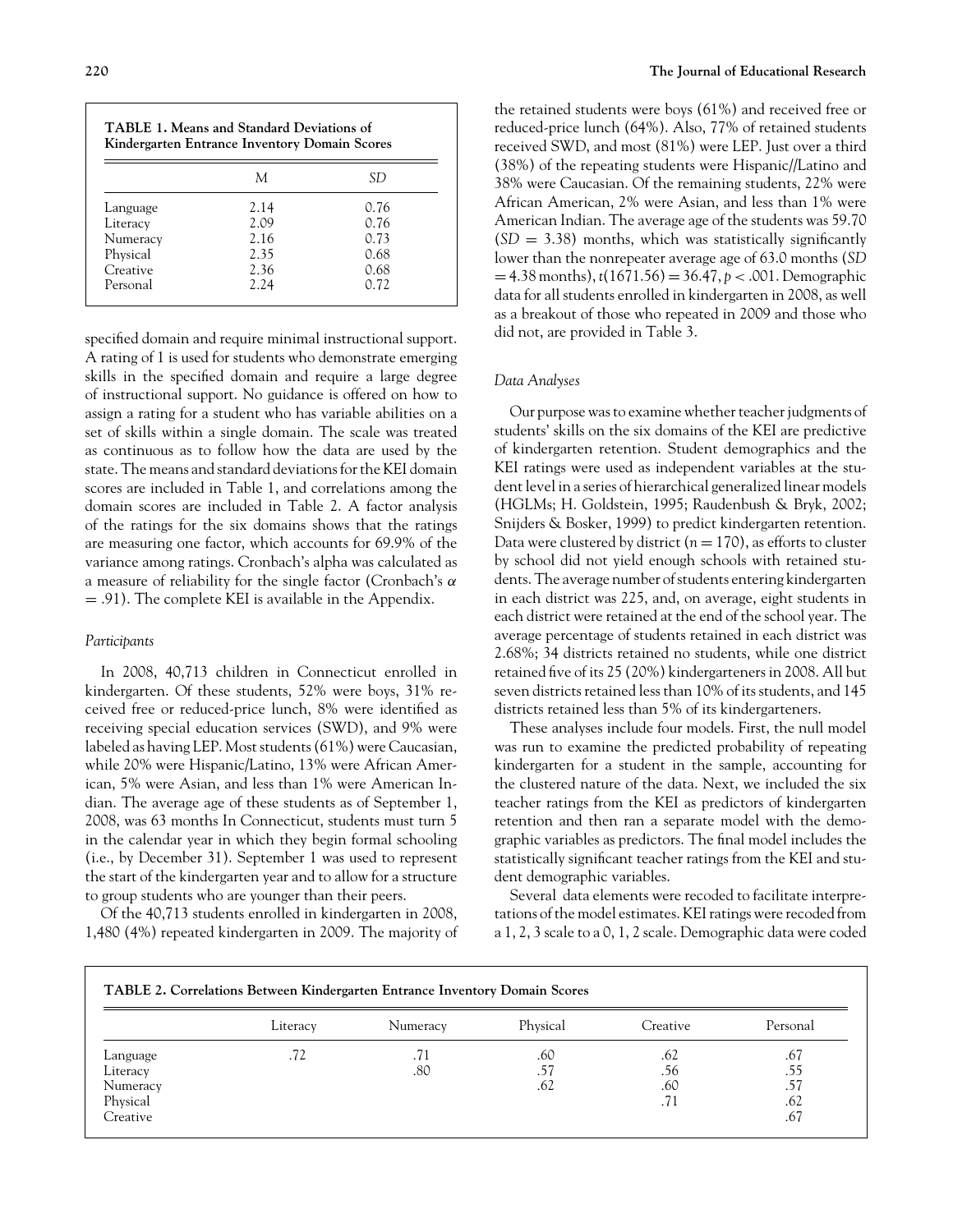**TABLE 1. Means and Standard Deviations of Kindergarten Entrance Inventory Domain Scores**

| | *M* | *SD* |
|---|---|---|
| Language | 2.14 | 0.76 |
| Literacy | 2.09 | 0.76 |
| Numeracy | 2.16 | 0.73 |
| Physical | 2.35 | 0.68 |
| Creative | 2.36 | 0.68 |
| Personal | 2.24 | 0.72 |

specified domain and require minimal instructional support. A rating of 1 is used for students who demonstrate emerging skills in the specified domain and require a large degree of instructional support. No guidance is offered on how to assign a rating for a student who has variable abilities on a set of skills within a single domain. The scale was treated as continuous as to follow how the data are used by the state. The means and standard deviations for the KEI domain scores are included in Table 1, and correlations among the domain scores are included in Table 2. A factor analysis of the ratings for the six domains shows that the ratings are measuring one factor, which accounts for 69.9% of the variance among ratings. Cronbach's alpha was calculated as a measure of reliability for the single factor (Cronbach's $\alpha = .91$). The complete KEI is available in the Appendix.

### *Participants*

In 2008, 40,713 children in Connecticut enrolled in kindergarten. Of these students, 52% were boys, 31% received free or reduced-price lunch, 8% were identified as receiving special education services (SWD), and 9% were labeled as having LEP. Most students (61%) were Caucasian, while 20% were Hispanic/Latino, 13% were African American, 5% were Asian, and less than 1% were American Indian. The average age of these students as of September 1, 2008, was 63 months In Connecticut, students must turn 5 in the calendar year in which they begin formal schooling (i.e., by December 31). September 1 was used to represent the start of the kindergarten year and to allow for a structure to group students who are younger than their peers.

Of the 40,713 students enrolled in kindergarten in 2008, 1,480 (4%) repeated kindergarten in 2009. The majority of the retained students were boys (61%) and received free or reduced-price lunch (64%). Also, 77% of retained students received SWD, and most (81%) were LEP. Just over a third (38%) of the repeating students were Hispanic//Latino and 38% were Caucasian. Of the remaining students, 22% were African American, 2% were Asian, and less than 1% were American Indian. The average age of the students was 59.70 ($SD = 3.38$) months, which was statistically significantly lower than the nonrepeater average age of 63.0 months ($SD = 4.38$ months), $t(1671.56) = 36.47$, $p < .001$. Demographic data for all students enrolled in kindergarten in 2008, as well as a breakout of those who repeated in 2009 and those who did not, are provided in Table 3.

### *Data Analyses*

Our purpose was to examine whether teacher judgments of students' skills on the six domains of the KEI are predictive of kindergarten retention. Student demographics and the KEI ratings were used as independent variables at the student level in a series of hierarchical generalized linear models (HGLMs; H. Goldstein, 1995; Raudenbush & Bryk, 2002; Snijders & Bosker, 1999) to predict kindergarten retention. Data were clustered by district ($n = 170$), as efforts to cluster by school did not yield enough schools with retained students. The average number of students entering kindergarten in each district was 225, and, on average, eight students in each district were retained at the end of the school year. The average percentage of students retained in each district was 2.68%; 34 districts retained no students, while one district retained five of its 25 (20%) kindergarteners in 2008. All but seven districts retained less than 10% of its students, and 145 districts retained less than 5% of its kindergarteners.

These analyses include four models. First, the null model was run to examine the predicted probability of repeating kindergarten for a student in the sample, accounting for the clustered nature of the data. Next, we included the six teacher ratings from the KEI as predictors of kindergarten retention and then ran a separate model with the demographic variables as predictors. The final model includes the statistically significant teacher ratings from the KEI and student demographic variables.

Several data elements were recoded to facilitate interpretations of the model estimates. KEI ratings were recoded from a 1, 2, 3 scale to a 0, 1, 2 scale. Demographic data were coded

**TABLE 2. Correlations Between Kindergarten Entrance Inventory Domain Scores**

| | Literacy | Numeracy | Physical | Creative | Personal |
|---|---|---|---|---|---|
| Language | .72 | .71 | .60 | .62 | .67 |
| Literacy | | .80 | .57 | .56 | .55 |
| Numeracy | | | .62 | .60 | .57 |
| Physical | | | | .71 | .62 |
| Creative | | | | | .67 |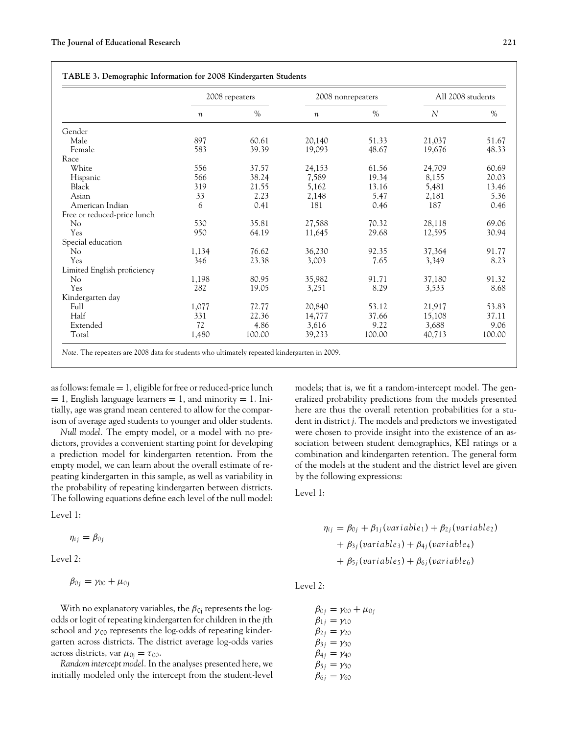**TABLE 3. Demographic Information for 2008 Kindergarten Students**

| | 2008 repeaters | | 2008 nonrepeaters | | All 2008 students | |
|---|---|---|---|---|---|---|
| | $n$ | % | $n$ | % | $N$ | % |
| Gender | | | | | | |
| Male | 897 | 60.61 | 20,140 | 51.33 | 21,037 | 51.67 |
| Female | 583 | 39.39 | 19,093 | 48.67 | 19,676 | 48.33 |
| Race | | | | | | |
| White | 556 | 37.57 | 24,153 | 61.56 | 24,709 | 60.69 |
| Hispanic | 566 | 38.24 | 7,589 | 19.34 | 8,155 | 20.03 |
| Black | 319 | 21.55 | 5,162 | 13.16 | 5,481 | 13.46 |
| Asian | 33 | 2.23 | 2,148 | 5.47 | 2,181 | 5.36 |
| American Indian | 6 | 0.41 | 181 | 0.46 | 187 | 0.46 |
| Free or reduced-price lunch | | | | | | |
| No | 530 | 35.81 | 27,588 | 70.32 | 28,118 | 69.06 |
| Yes | 950 | 64.19 | 11,645 | 29.68 | 12,595 | 30.94 |
| Special education | | | | | | |
| No | 1,134 | 76.62 | 36,230 | 92.35 | 37,364 | 91.77 |
| Yes | 346 | 23.38 | 3,003 | 7.65 | 3,349 | 8.23 |
| Limited English proficiency | | | | | | |
| No | 1,198 | 80.95 | 35,982 | 91.71 | 37,180 | 91.32 |
| Yes | 282 | 19.05 | 3,251 | 8.29 | 3,533 | 8.68 |
| Kindergarten day | | | | | | |
| Full | 1,077 | 72.77 | 20,840 | 53.12 | 21,917 | 53.83 |
| Half | 331 | 22.36 | 14,777 | 37.66 | 15,108 | 37.11 |
| Extended | 72 | 4.86 | 3,616 | 9.22 | 3,688 | 9.06 |
| Total | 1,480 | 100.00 | 39,233 | 100.00 | 40,713 | 100.00 |

*Note.* The repeaters are 2008 data for students who ultimately repeated kindergarten in 2009.

as follows: female = 1, eligible for free or reduced-price lunch = 1, English language learners = 1, and minority = 1. Initially, age was grand mean centered to allow for the comparison of average aged students to younger and older students.

*Null model.* The empty model, or a model with no predictors, provides a convenient starting point for developing a prediction model for kindergarten retention. From the empty model, we can learn about the overall estimate of repeating kindergarten in this sample, as well as variability in the probability of repeating kindergarten between districts. The following equations define each level of the null model:

Level 1:

$$\eta_{ij} = \beta_{0j}$$

Level 2:

$$\beta_{0j} = \gamma_{00} + \mu_{0j}$$

With no explanatory variables, the $\beta_{0j}$ represents the log-odds or logit of repeating kindergarten for children in the *j*th school and $\gamma_{00}$ represents the log-odds of repeating kindergarten across districts. The district average log-odds varies across districts, var $\mu_{0j} = \tau_{00}$.

*Random intercept model.* In the analyses presented here, we initially modeled only the intercept from the student-level models; that is, we fit a random-intercept model. The generalized probability predictions from the models presented here are thus the overall retention probabilities for a student in district *j*. The models and predictors we investigated were chosen to provide insight into the existence of an association between student demographics, KEI ratings or a combination and kindergarten retention. The general form of the models at the student and the district level are given by the following expressions:

Level 1:

$$\eta_{ij} = \beta_{0j} + \beta_{1j}(variable_1) + \beta_{2j}(variable_2) + \beta_{3j}(variable_3) + \beta_{4j}(variable_4) + \beta_{5j}(variable_5) + \beta_{6j}(variable_6)$$

Level 2:

$$\beta_{0j} = \gamma_{00} + \mu_{0j}$$
$$\beta_{1j} = \gamma_{10}$$
$$\beta_{2j} = \gamma_{20}$$
$$\beta_{3j} = \gamma_{30}$$
$$\beta_{4j} = \gamma_{40}$$
$$\beta_{5j} = \gamma_{50}$$
$$\beta_{6j} = \gamma_{60}$$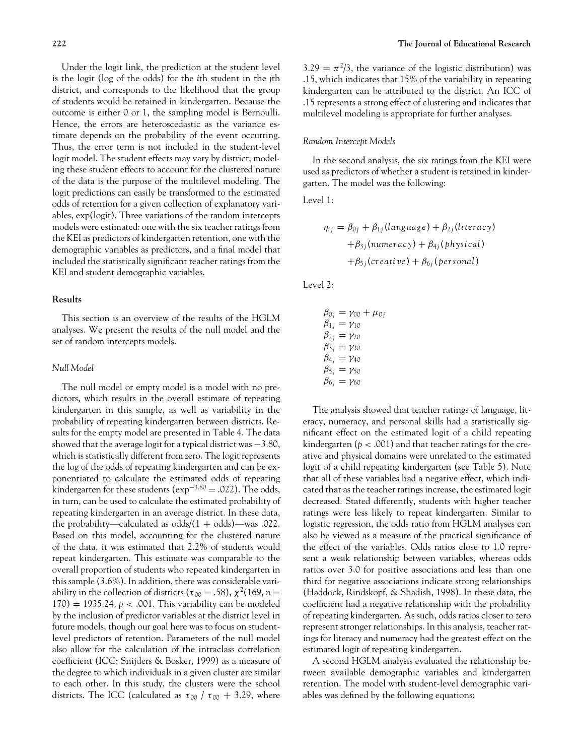Under the logit link, the prediction at the student level is the logit (log of the odds) for the *i*th student in the *j*th district, and corresponds to the likelihood that the group of students would be retained in kindergarten. Because the outcome is either 0 or 1, the sampling model is Bernoulli. Hence, the errors are heteroscedastic as the variance estimate depends on the probability of the event occurring. Thus, the error term is not included in the student-level logit model. The student effects may vary by district; modeling these student effects to account for the clustered nature of the data is the purpose of the multilevel modeling. The logit predictions can easily be transformed to the estimated odds of retention for a given collection of explanatory variables, exp(logit). Three variations of the random intercepts models were estimated: one with the six teacher ratings from the KEI as predictors of kindergarten retention, one with the demographic variables as predictors, and a final model that included the statistically significant teacher ratings from the KEI and student demographic variables.

## Results

This section is an overview of the results of the HGLM analyses. We present the results of the null model and the set of random intercepts models.

### *Null Model*

The null model or empty model is a model with no predictors, which results in the overall estimate of repeating kindergarten in this sample, as well as variability in the probability of repeating kindergarten between districts. Results for the empty model are presented in Table 4. The data showed that the average logit for a typical district was −3.80, which is statistically different from zero. The logit represents the log of the odds of repeating kindergarten and can be exponentiated to calculate the estimated odds of repeating kindergarten for these students ($\exp^{-3.80} = .022$). The odds, in turn, can be used to calculate the estimated probability of repeating kindergarten in an average district. In these data, the probability—calculated as odds/(1 + odds)—was .022. Based on this model, accounting for the clustered nature of the data, it was estimated that 2.2% of students would repeat kindergarten. This estimate was comparable to the overall proportion of students who repeated kindergarten in this sample (3.6%). In addition, there was considerable variability in the collection of districts ($\tau_{00} = .58$), $\chi^2(169, n = 170) = 1935.24$, $p < .001$. This variability can be modeled by the inclusion of predictor variables at the district level in future models, though our goal here was to focus on student-level predictors of retention. Parameters of the null model also allow for the calculation of the intraclass correlation coefficient (ICC; Snijders & Bosker, 1999) as a measure of the degree to which individuals in a given cluster are similar to each other. In this study, the clusters were the school districts. The ICC (calculated as $\tau_{00}$ / $\tau_{00}$ + 3.29, where $3.29 = \pi^2/3$, the variance of the logistic distribution) was .15, which indicates that 15% of the variability in repeating kindergarten can be attributed to the district. An ICC of .15 represents a strong effect of clustering and indicates that multilevel modeling is appropriate for further analyses.

### *Random Intercept Models*

In the second analysis, the six ratings from the KEI were used as predictors of whether a student is retained in kindergarten. The model was the following:

Level 1:

$$\eta_{ij} = \beta_{0j} + \beta_{1j}(language) + \beta_{2j}(literacy) + \beta_{3j}(numeracy) + \beta_{4j}(physical) + \beta_{5j}(creative) + \beta_{6j}(personal)$$

Level 2:

$$\begin{aligned}
\beta_{0j} &= \gamma_{00} + \mu_{0j} \\
\beta_{1j} &= \gamma_{10} \\
\beta_{2j} &= \gamma_{20} \\
\beta_{3j} &= \gamma_{30} \\
\beta_{4j} &= \gamma_{40} \\
\beta_{5j} &= \gamma_{50} \\
\beta_{6j} &= \gamma_{60}
\end{aligned}$$

The analysis showed that teacher ratings of language, literacy, numeracy, and personal skills had a statistically significant effect on the estimated logit of a child repeating kindergarten ($p < .001$) and that teacher ratings for the creative and physical domains were unrelated to the estimated logit of a child repeating kindergarten (see Table 5). Note that all of these variables had a negative effect, which indicated that as the teacher ratings increase, the estimated logit decreased. Stated differently, students with higher teacher ratings were less likely to repeat kindergarten. Similar to logistic regression, the odds ratio from HGLM analyses can also be viewed as a measure of the practical significance of the effect of the variables. Odds ratios close to 1.0 represent a weak relationship between variables, whereas odds ratios over 3.0 for positive associations and less than one third for negative associations indicate strong relationships (Haddock, Rindskopf, & Shadish, 1998). In these data, the coefficient had a negative relationship with the probability of repeating kindergarten. As such, odds ratios closer to zero represent stronger relationships. In this analysis, teacher ratings for literacy and numeracy had the greatest effect on the estimated logit of repeating kindergarten.

A second HGLM analysis evaluated the relationship between available demographic variables and kindergarten retention. The model with student-level demographic variables was defined by the following equations: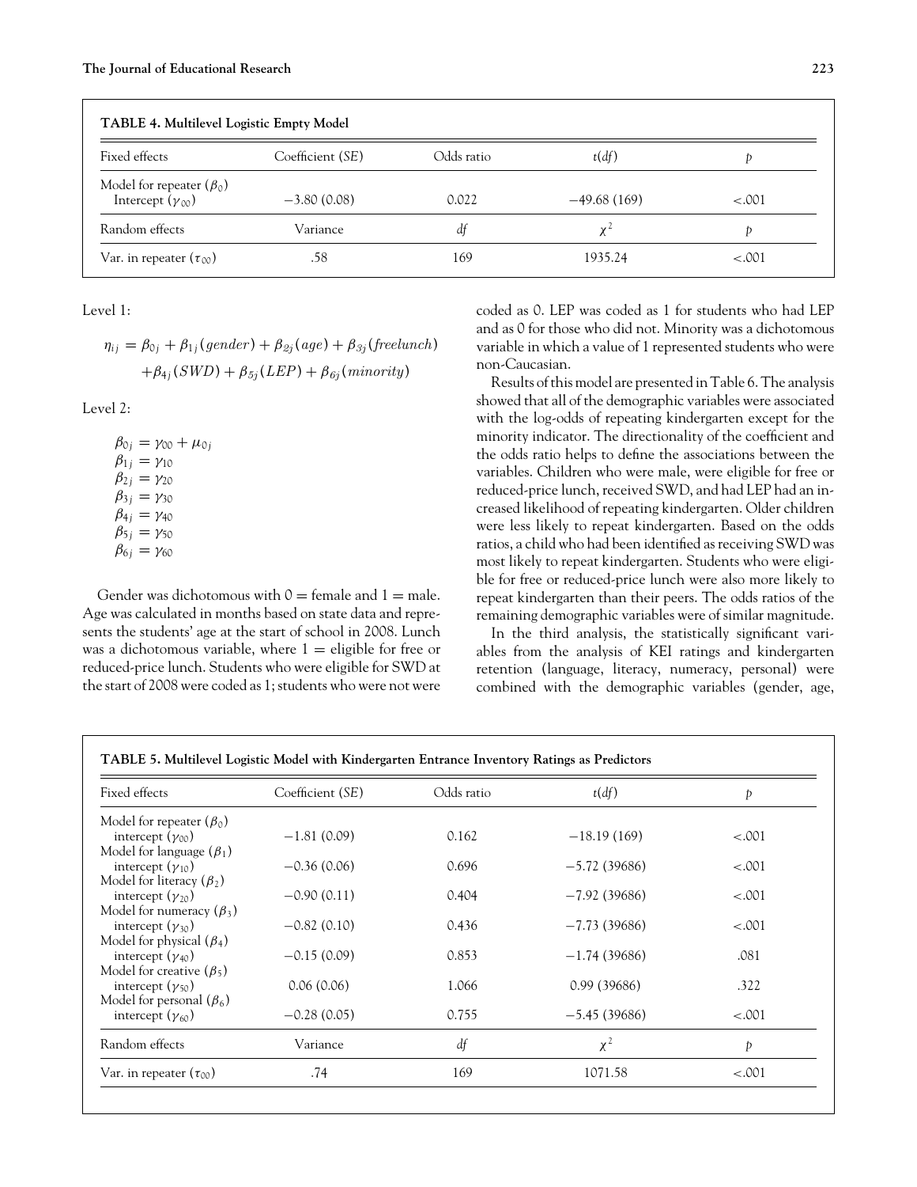**TABLE 4. Multilevel Logistic Empty Model**

| Fixed effects | Coefficient (*SE*) | Odds ratio | $t(df)$ | $p$ |
|---|---|---|---|---|
| Model for repeater ($\beta_0$) | | | | |
| Intercept ($\gamma_{00}$) | −3.80 (0.08) | 0.022 | −49.68 (169) | <.001 |
| Random effects | Variance | $df$ | $\chi^2$ | $p$ |
| Var. in repeater ($\tau_{00}$) | .58 | 169 | 1935.24 | <.001 |

Level 1:

$$\eta_{ij} = \beta_{0j} + \beta_{1j}(gender) + \beta_{2j}(age) + \beta_{3j}(freelunch) + \beta_{4j}(SWD) + \beta_{5j}(LEP) + \beta_{6j}(minority)$$

Level 2:

$$\beta_{0j} = \gamma_{00} + \mu_{0j}$$
$$\beta_{1j} = \gamma_{10}$$
$$\beta_{2j} = \gamma_{20}$$
$$\beta_{3j} = \gamma_{30}$$
$$\beta_{4j} = \gamma_{40}$$
$$\beta_{5j} = \gamma_{50}$$
$$\beta_{6j} = \gamma_{60}$$

Gender was dichotomous with 0 = female and 1 = male. Age was calculated in months based on state data and represents the students' age at the start of school in 2008. Lunch was a dichotomous variable, where 1 = eligible for free or reduced-price lunch. Students who were eligible for SWD at the start of 2008 were coded as 1; students who were not were coded as 0. LEP was coded as 1 for students who had LEP and as 0 for those who did not. Minority was a dichotomous variable in which a value of 1 represented students who were non-Caucasian.

Results of this model are presented in Table 6. The analysis showed that all of the demographic variables were associated with the log-odds of repeating kindergarten except for the minority indicator. The directionality of the coefficient and the odds ratio helps to define the associations between the variables. Children who were male, were eligible for free or reduced-price lunch, received SWD, and had LEP had an increased likelihood of repeating kindergarten. Older children were less likely to repeat kindergarten. Based on the odds ratios, a child who had been identified as receiving SWD was most likely to repeat kindergarten. Students who were eligible for free or reduced-price lunch were also more likely to repeat kindergarten than their peers. The odds ratios of the remaining demographic variables were of similar magnitude.

In the third analysis, the statistically significant variables from the analysis of KEI ratings and kindergarten retention (language, literacy, numeracy, personal) were combined with the demographic variables (gender, age,

**TABLE 5. Multilevel Logistic Model with Kindergarten Entrance Inventory Ratings as Predictors**

| Fixed effects | Coefficient (*SE*) | Odds ratio | $t(df)$ | $p$ |
|---|---|---|---|---|
| Model for repeater ($\beta_0$) | | | | |
| intercept ($\gamma_{00}$) | −1.81 (0.09) | 0.162 | −18.19 (169) | <.001 |
| Model for language ($\beta_1$) | | | | |
| intercept ($\gamma_{10}$) | −0.36 (0.06) | 0.696 | −5.72 (39686) | <.001 |
| Model for literacy ($\beta_2$) | | | | |
| intercept ($\gamma_{20}$) | −0.90 (0.11) | 0.404 | −7.92 (39686) | <.001 |
| Model for numeracy ($\beta_3$) | | | | |
| intercept ($\gamma_{30}$) | −0.82 (0.10) | 0.436 | −7.73 (39686) | <.001 |
| Model for physical ($\beta_4$) | | | | |
| intercept ($\gamma_{40}$) | −0.15 (0.09) | 0.853 | −1.74 (39686) | .081 |
| Model for creative ($\beta_5$) | | | | |
| intercept ($\gamma_{50}$) | 0.06 (0.06) | 1.066 | 0.99 (39686) | .322 |
| Model for personal ($\beta_6$) | | | | |
| intercept ($\gamma_{60}$) | −0.28 (0.05) | 0.755 | −5.45 (39686) | <.001 |
| Random effects | Variance | $df$ | $\chi^2$ | $p$ |
| Var. in repeater ($\tau_{00}$) | .74 | 169 | 1071.58 | <.001 |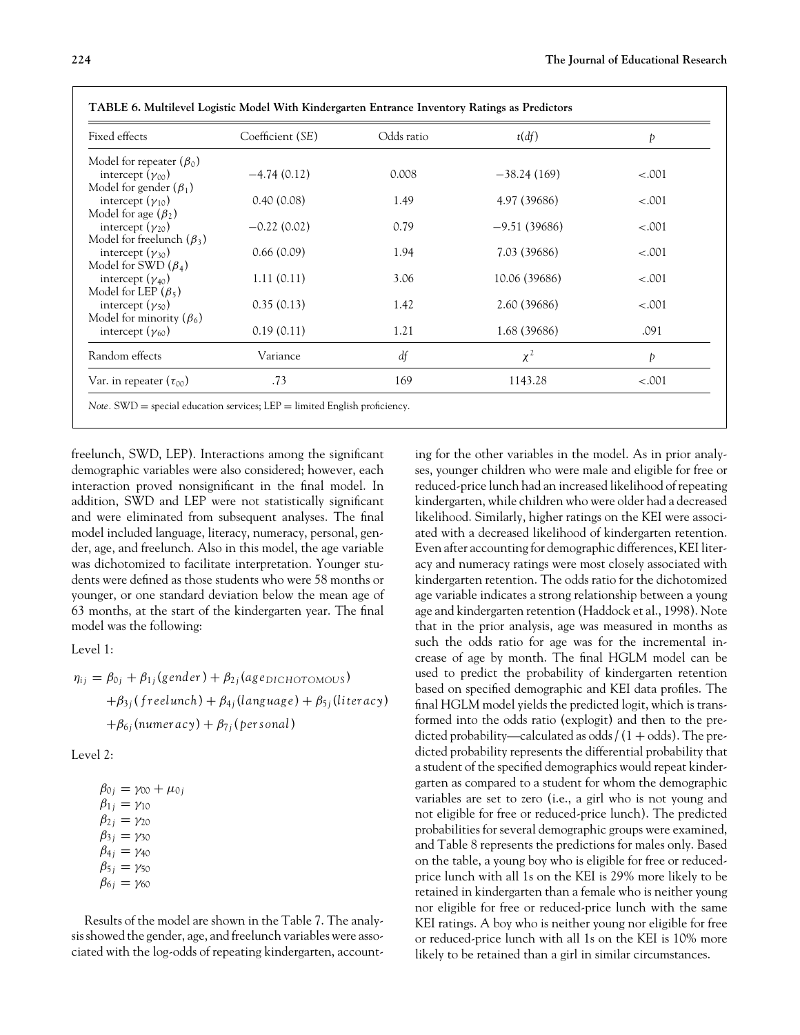**TABLE 6. Multilevel Logistic Model With Kindergarten Entrance Inventory Ratings as Predictors**

| Fixed effects | Coefficient (*SE*) | Odds ratio | $t(df)$ | $p$ |
|---|---|---|---|---|
| Model for repeater ($\beta_0$) | | | | |
| intercept ($\gamma_{00}$) | −4.74 (0.12) | 0.008 | −38.24 (169) | <.001 |
| Model for gender ($\beta_1$) | | | | |
| intercept ($\gamma_{10}$) | 0.40 (0.08) | 1.49 | 4.97 (39686) | <.001 |
| Model for age ($\beta_2$) | | | | |
| intercept ($\gamma_{20}$) | −0.22 (0.02) | 0.79 | −9.51 (39686) | <.001 |
| Model for freelunch ($\beta_3$) | | | | |
| intercept ($\gamma_{30}$) | 0.66 (0.09) | 1.94 | 7.03 (39686) | <.001 |
| Model for SWD ($\beta_4$) | | | | |
| intercept ($\gamma_{40}$) | 1.11 (0.11) | 3.06 | 10.06 (39686) | <.001 |
| Model for LEP ($\beta_5$) | | | | |
| intercept ($\gamma_{50}$) | 0.35 (0.13) | 1.42 | 2.60 (39686) | <.001 |
| Model for minority ($\beta_6$) | | | | |
| intercept ($\gamma_{60}$) | 0.19 (0.11) | 1.21 | 1.68 (39686) | .091 |
| Random effects | Variance | *df* | $\chi^2$ | $p$ |
| Var. in repeater ($\tau_{00}$) | .73 | 169 | 1143.28 | <.001 |

*Note.* SWD = special education services; LEP = limited English proficiency.

freelunch, SWD, LEP). Interactions among the significant demographic variables were also considered; however, each interaction proved nonsignificant in the final model. In addition, SWD and LEP were not statistically significant and were eliminated from subsequent analyses. The final model included language, literacy, numeracy, personal, gender, age, and freelunch. Also in this model, the age variable was dichotomized to facilitate interpretation. Younger students were defined as those students who were 58 months or younger, or one standard deviation below the mean age of 63 months, at the start of the kindergarten year. The final model was the following:

Level 1:

$$\eta_{ij} = \beta_{0j} + \beta_{1j}(gender) + \beta_{2j}(age_{DICHOTOMOUS}) + \beta_{3j}(freelunch) + \beta_{4j}(language) + \beta_{5j}(literacy) + \beta_{6j}(numeracy) + \beta_{7j}(personal)$$

Level 2:

$$\beta_{0j} = \gamma_{00} + \mu_{0j}$$
$$\beta_{1j} = \gamma_{10}$$
$$\beta_{2j} = \gamma_{20}$$
$$\beta_{3j} = \gamma_{30}$$
$$\beta_{4j} = \gamma_{40}$$
$$\beta_{5j} = \gamma_{50}$$
$$\beta_{6j} = \gamma_{60}$$

Results of the model are shown in the Table 7. The analysis showed the gender, age, and freelunch variables were associated with the log-odds of repeating kindergarten, accounting for the other variables in the model. As in prior analyses, younger children who were male and eligible for free or reduced-price lunch had an increased likelihood of repeating kindergarten, while children who were older had a decreased likelihood. Similarly, higher ratings on the KEI were associated with a decreased likelihood of kindergarten retention. Even after accounting for demographic differences, KEI literacy and numeracy ratings were most closely associated with kindergarten retention. The odds ratio for the dichotomized age variable indicates a strong relationship between a young age and kindergarten retention (Haddock et al., 1998). Note that in the prior analysis, age was measured in months as such the odds ratio for age was for the incremental increase of age by month. The final HGLM model can be used to predict the probability of kindergarten retention based on specified demographic and KEI data profiles. The final HGLM model yields the predicted logit, which is transformed into the odds ratio (explogit) and then to the predicted probability—calculated as odds / (1 + odds). The predicted probability represents the differential probability that a student of the specified demographics would repeat kindergarten as compared to a student for whom the demographic variables are set to zero (i.e., a girl who is not young and not eligible for free or reduced-price lunch). The predicted probabilities for several demographic groups were examined, and Table 8 represents the predictions for males only. Based on the table, a young boy who is eligible for free or reduced-price lunch with all 1s on the KEI is 29% more likely to be retained in kindergarten than a female who is neither young nor eligible for free or reduced-price lunch with the same KEI ratings. A boy who is neither young nor eligible for free or reduced-price lunch with all 1s on the KEI is 10% more likely to be retained than a girl in similar circumstances.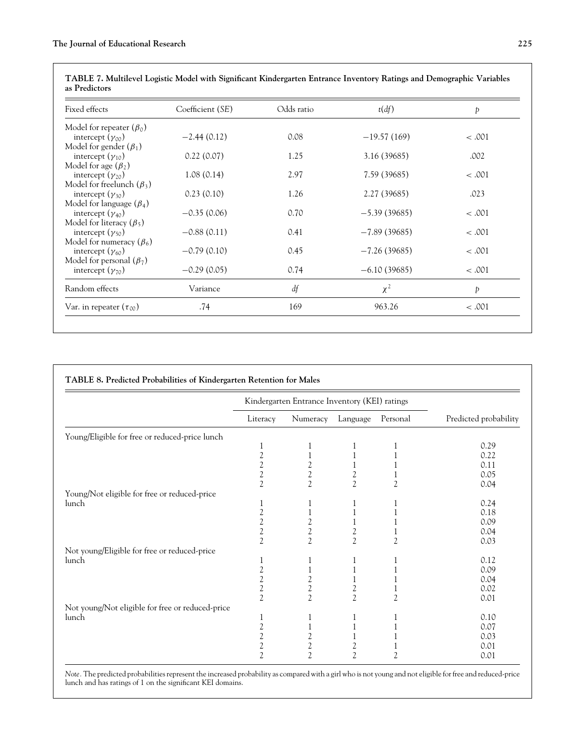**TABLE 7. Multilevel Logistic Model with Significant Kindergarten Entrance Inventory Ratings and Demographic Variables as Predictors**

| Fixed effects | Coefficient (*SE*) | Odds ratio | $t(df)$ | $p$ |
|---|---|---|---|---|
| Model for repeater ($\beta_0$) | | | | |
| intercept ($\gamma_{00}$) | −2.44 (0.12) | 0.08 | −19.57 (169) | < .001 |
| Model for gender ($\beta_1$) | | | | |
| intercept ($\gamma_{10}$) | 0.22 (0.07) | 1.25 | 3.16 (39685) | .002 |
| Model for age ($\beta_2$) | | | | |
| intercept ($\gamma_{20}$) | 1.08 (0.14) | 2.97 | 7.59 (39685) | < .001 |
| Model for freelunch ($\beta_3$) | | | | |
| intercept ($\gamma_{30}$) | 0.23 (0.10) | 1.26 | 2.27 (39685) | .023 |
| Model for language ($\beta_4$) | | | | |
| intercept ($\gamma_{40}$) | −0.35 (0.06) | 0.70 | −5.39 (39685) | < .001 |
| Model for literacy ($\beta_5$) | | | | |
| intercept ($\gamma_{50}$) | −0.88 (0.11) | 0.41 | −7.89 (39685) | < .001 |
| Model for numeracy ($\beta_6$) | | | | |
| intercept ($\gamma_{60}$) | −0.79 (0.10) | 0.45 | −7.26 (39685) | < .001 |
| Model for personal ($\beta_7$) | | | | |
| intercept ($\gamma_{70}$) | −0.29 (0.05) | 0.74 | −6.10 (39685) | < .001 |
| **Random effects** | **Variance** | $df$ | $\chi^2$ | $p$ |
| Var. in repeater ($\tau_{00}$) | .74 | 169 | 963.26 | < .001 |

**TABLE 8. Predicted Probabilities of Kindergarten Retention for Males**

| | Kindergarten Entrance Inventory (KEI) ratings | | | | |
|---|---|---|---|---|---|
| | Literacy | Numeracy | Language | Personal | Predicted probability |
| Young/Eligible for free or reduced-price lunch | | | | | |
| | 1 | 1 | 1 | 1 | 0.29 |
| | 2 | 1 | 1 | 1 | 0.22 |
| | 2 | 2 | 1 | 1 | 0.11 |
| | 2 | 2 | 2 | 1 | 0.05 |
| | 2 | 2 | 2 | 2 | 0.04 |
| Young/Not eligible for free or reduced-price lunch | | | | | |
| | 1 | 1 | 1 | 1 | 0.24 |
| | 2 | 1 | 1 | 1 | 0.18 |
| | 2 | 2 | 1 | 1 | 0.09 |
| | 2 | 2 | 2 | 1 | 0.04 |
| | 2 | 2 | 2 | 2 | 0.03 |
| Not young/Eligible for free or reduced-price lunch | | | | | |
| | 1 | 1 | 1 | 1 | 0.12 |
| | 2 | 1 | 1 | 1 | 0.09 |
| | 2 | 2 | 1 | 1 | 0.04 |
| | 2 | 2 | 2 | 1 | 0.02 |
| | 2 | 2 | 2 | 2 | 0.01 |
| Not young/Not eligible for free or reduced-price lunch | | | | | |
| | 1 | 1 | 1 | 1 | 0.10 |
| | 2 | 1 | 1 | 1 | 0.07 |
| | 2 | 2 | 1 | 1 | 0.03 |
| | 2 | 2 | 2 | 1 | 0.01 |
| | 2 | 2 | 2 | 2 | 0.01 |

*Note*. The predicted probabilities represent the increased probability as compared with a girl who is not young and not eligible for free and reduced-price lunch and has ratings of 1 on the significant KEI domains.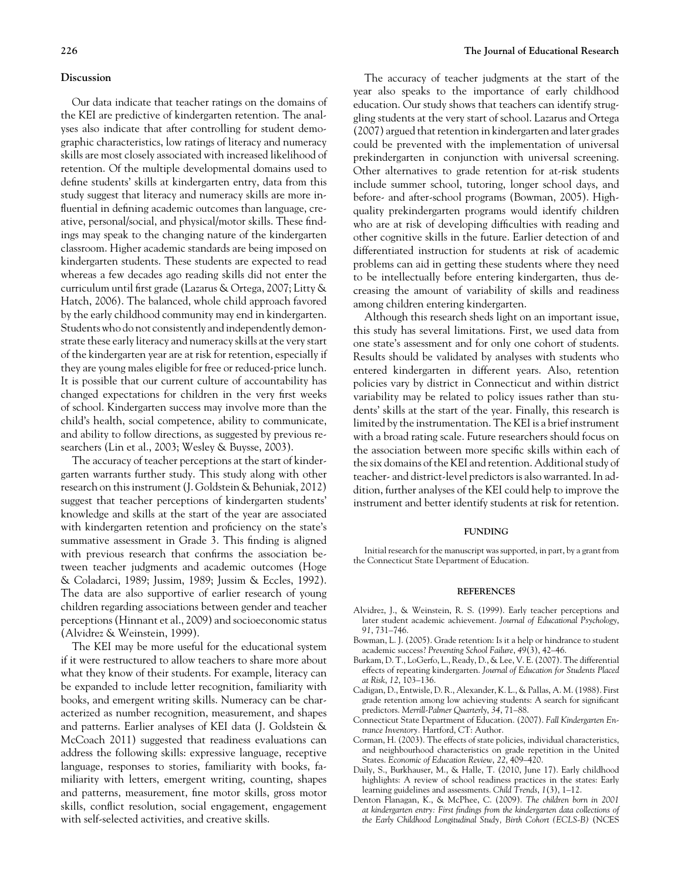## Discussion

Our data indicate that teacher ratings on the domains of the KEI are predictive of kindergarten retention. The analyses also indicate that after controlling for student demographic characteristics, low ratings of literacy and numeracy skills are most closely associated with increased likelihood of retention. Of the multiple developmental domains used to define students' skills at kindergarten entry, data from this study suggest that literacy and numeracy skills are more influential in defining academic outcomes than language, creative, personal/social, and physical/motor skills. These findings may speak to the changing nature of the kindergarten classroom. Higher academic standards are being imposed on kindergarten students. These students are expected to read whereas a few decades ago reading skills did not enter the curriculum until first grade (Lazarus & Ortega, 2007; Litty & Hatch, 2006). The balanced, whole child approach favored by the early childhood community may end in kindergarten. Students who do not consistently and independently demonstrate these early literacy and numeracy skills at the very start of the kindergarten year are at risk for retention, especially if they are young males eligible for free or reduced-price lunch. It is possible that our current culture of accountability has changed expectations for children in the very first weeks of school. Kindergarten success may involve more than the child's health, social competence, ability to communicate, and ability to follow directions, as suggested by previous researchers (Lin et al., 2003; Wesley & Buysse, 2003).

The accuracy of teacher perceptions at the start of kindergarten warrants further study. This study along with other research on this instrument (J. Goldstein & Behuniak, 2012) suggest that teacher perceptions of kindergarten students' knowledge and skills at the start of the year are associated with kindergarten retention and proficiency on the state's summative assessment in Grade 3. This finding is aligned with previous research that confirms the association between teacher judgments and academic outcomes (Hoge & Coladarci, 1989; Jussim, 1989; Jussim & Eccles, 1992). The data are also supportive of earlier research of young children regarding associations between gender and teacher perceptions (Hinnant et al., 2009) and socioeconomic status (Alvidrez & Weinstein, 1999).

The KEI may be more useful for the educational system if it were restructured to allow teachers to share more about what they know of their students. For example, literacy can be expanded to include letter recognition, familiarity with books, and emergent writing skills. Numeracy can be characterized as number recognition, measurement, and shapes and patterns. Earlier analyses of KEI data (J. Goldstein & McCoach 2011) suggested that readiness evaluations can address the following skills: expressive language, receptive language, responses to stories, familiarity with books, familiarity with letters, emergent writing, counting, shapes and patterns, measurement, fine motor skills, gross motor skills, conflict resolution, social engagement, engagement with self-selected activities, and creative skills.

The accuracy of teacher judgments at the start of the year also speaks to the importance of early childhood education. Our study shows that teachers can identify struggling students at the very start of school. Lazarus and Ortega (2007) argued that retention in kindergarten and later grades could be prevented with the implementation of universal prekindergarten in conjunction with universal screening. Other alternatives to grade retention for at-risk students include summer school, tutoring, longer school days, and before- and after-school programs (Bowman, 2005). High-quality prekindergarten programs would identify children who are at risk of developing difficulties with reading and other cognitive skills in the future. Earlier detection of and differentiated instruction for students at risk of academic problems can aid in getting these students where they need to be intellectually before entering kindergarten, thus decreasing the amount of variability of skills and readiness among children entering kindergarten.

Although this research sheds light on an important issue, this study has several limitations. First, we used data from one state's assessment and for only one cohort of students. Results should be validated by analyses with students who entered kindergarten in different years. Also, retention policies vary by district in Connecticut and within district variability may be related to policy issues rather than students' skills at the start of the year. Finally, this research is limited by the instrumentation. The KEI is a brief instrument with a broad rating scale. Future researchers should focus on the association between more specific skills within each of the six domains of the KEI and retention. Additional study of teacher- and district-level predictors is also warranted. In addition, further analyses of the KEI could help to improve the instrument and better identify students at risk for retention.

## FUNDING

Initial research for the manuscript was supported, in part, by a grant from the Connecticut State Department of Education.

## REFERENCES

Alvidrez, J., & Weinstein, R. S. (1999). Early teacher perceptions and later student academic achievement. *Journal of Educational Psychology*, *91*, 731–746.

Bowman, L. J. (2005). Grade retention: Is it a help or hindrance to student academic success? *Preventing School Failure*, *49*(3), 42–46.

Burkam, D. T., LoGerfo, L., Ready, D., & Lee, V. E. (2007). The differential effects of repeating kindergarten. *Journal of Education for Students Placed at Risk*, *12*, 103–136.

Cadigan, D., Entwisle, D. R., Alexander, K. L., & Pallas, A. M. (1988). First grade retention among low achieving students: A search for significant predictors. *Merrill-Palmer Quarterly*, *34*, 71–88.

Connecticut State Department of Education. (2007). *Fall Kindergarten Entrance Inventory*. Hartford, CT: Author.

Corman, H. (2003). The effects of state policies, individual characteristics, and neighbourhood characteristics on grade repetition in the United States. *Economic of Education Review*, *22*, 409–420.

Daily, S., Burkhauser, M., & Halle, T. (2010, June 17). Early childhood highlights: A review of school readiness practices in the states: Early learning guidelines and assessments. *Child Trends*, *1*(3), 1–12.

Denton Flanagan, K., & McPhee, C. (2009). *The children born in 2001 at kindergarten entry: First findings from the kindergarten data collections of the Early Childhood Longitudinal Study, Birth Cohort (ECLS-B)* (NCES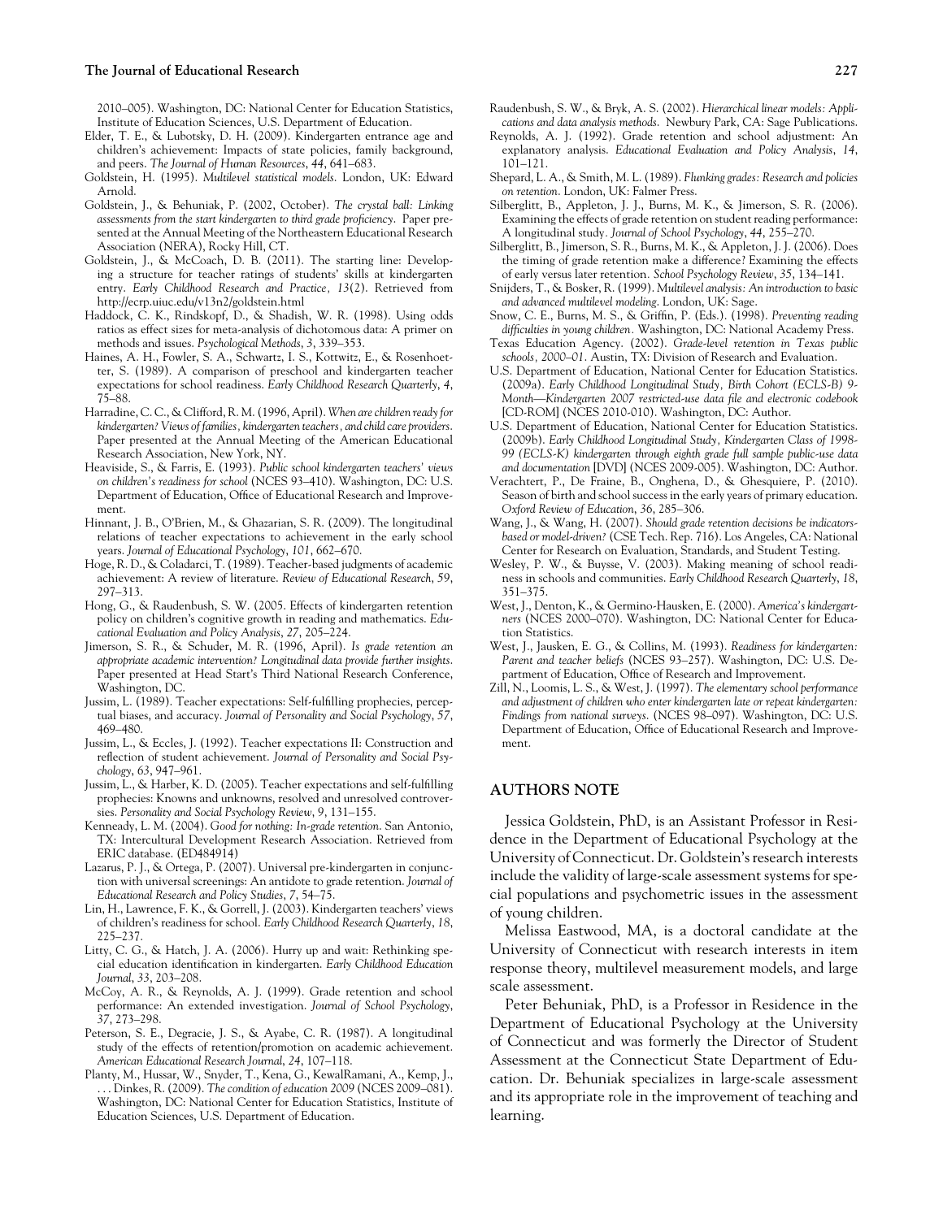2010–005). Washington, DC: National Center for Education Statistics, Institute of Education Sciences, U.S. Department of Education.

Elder, T. E., & Lubotsky, D. H. (2009). Kindergarten entrance age and children's achievement: Impacts of state policies, family background, and peers. *The Journal of Human Resources*, *44*, 641–683.

Goldstein, H. (1995). *Multilevel statistical models*. London, UK: Edward Arnold.

Goldstein, J., & Behuniak, P. (2002, October). *The crystal ball: Linking assessments from the start kindergarten to third grade proficiency*. Paper presented at the Annual Meeting of the Northeastern Educational Research Association (NERA), Rocky Hill, CT.

Goldstein, J., & McCoach, D. B. (2011). The starting line: Developing a structure for teacher ratings of students' skills at kindergarten entry. *Early Childhood Research and Practice, 13*(2). Retrieved from http://ecrp.uiuc.edu/v13n2/goldstein.html

Haddock, C. K., Rindskopf, D., & Shadish, W. R. (1998). Using odds ratios as effect sizes for meta-analysis of dichotomous data: A primer on methods and issues. *Psychological Methods*, *3*, 339–353.

Haines, A. H., Fowler, S. A., Schwartz, I. S., Kottwitz, E., & Rosenhoetter, S. (1989). A comparison of preschool and kindergarten teacher expectations for school readiness. *Early Childhood Research Quarterly*, *4*, 75–88.

Harradine, C. C., & Clifford, R. M. (1996, April). *When are children ready for kindergarten? Views of families, kindergarten teachers, and child care providers*. Paper presented at the Annual Meeting of the American Educational Research Association, New York, NY.

Heaviside, S., & Farris, E. (1993). *Public school kindergarten teachers' views on children's readiness for school* (NCES 93–410). Washington, DC: U.S. Department of Education, Office of Educational Research and Improvement.

Hinnant, J. B., O'Brien, M., & Ghazarian, S. R. (2009). The longitudinal relations of teacher expectations to achievement in the early school years. *Journal of Educational Psychology*, *101*, 662–670.

Hoge, R. D., & Coladarci, T. (1989). Teacher-based judgments of academic achievement: A review of literature. *Review of Educational Research*, *59*, 297–313.

Hong, G., & Raudenbush, S. W. (2005. Effects of kindergarten retention policy on children's cognitive growth in reading and mathematics. *Educational Evaluation and Policy Analysis*, *27*, 205–224.

Jimerson, S. R., & Schuder, M. R. (1996, April). *Is grade retention an appropriate academic intervention? Longitudinal data provide further insights*. Paper presented at Head Start's Third National Research Conference, Washington, DC.

Jussim, L. (1989). Teacher expectations: Self-fulfilling prophecies, perceptual biases, and accuracy. *Journal of Personality and Social Psychology*, *57*, 469–480.

Jussim, L., & Eccles, J. (1992). Teacher expectations II: Construction and reflection of student achievement. *Journal of Personality and Social Psychology*, *63*, 947–961.

Jussim, L., & Harber, K. D. (2005). Teacher expectations and self-fulfilling prophecies: Knowns and unknowns, resolved and unresolved controversies. *Personality and Social Psychology Review*, *9*, 131–155.

Kenneady, L. M. (2004). *Good for nothing: In-grade retention*. San Antonio, TX: Intercultural Development Research Association. Retrieved from ERIC database. (ED484914)

Lazarus, P. J., & Ortega, P. (2007). Universal pre-kindergarten in conjunction with universal screenings: An antidote to grade retention. *Journal of Educational Research and Policy Studies*, *7*, 54–75.

Lin, H., Lawrence, F. K., & Gorrell, J. (2003). Kindergarten teachers' views of children's readiness for school. *Early Childhood Research Quarterly*, *18*, 225–237.

Litty, C. G., & Hatch, J. A. (2006). Hurry up and wait: Rethinking special education identification in kindergarten. *Early Childhood Education Journal*, *33*, 203–208.

McCoy, A. R., & Reynolds, A. J. (1999). Grade retention and school performance: An extended investigation. *Journal of School Psychology*, *37*, 273–298.

Peterson, S. E., Degracie, J. S., & Ayabe, C. R. (1987). A longitudinal study of the effects of retention/promotion on academic achievement. *American Educational Research Journal*, *24*, 107–118.

Planty, M., Hussar, W., Snyder, T., Kena, G., KewalRamani, A., Kemp, J., . . . Dinkes, R. (2009). *The condition of education 2009* (NCES 2009–081). Washington, DC: National Center for Education Statistics, Institute of Education Sciences, U.S. Department of Education.

Raudenbush, S. W., & Bryk, A. S. (2002). *Hierarchical linear models: Applications and data analysis methods*. Newbury Park, CA: Sage Publications.

Reynolds, A. J. (1992). Grade retention and school adjustment: An explanatory analysis. *Educational Evaluation and Policy Analysis*, *14*, 101–121.

Shepard, L. A., & Smith, M. L. (1989). *Flunking grades: Research and policies on retention*. London, UK: Falmer Press.

Silberglitt, B., Appleton, J. J., Burns, M. K., & Jimerson, S. R. (2006). Examining the effects of grade retention on student reading performance: A longitudinal study. *Journal of School Psychology*, *44*, 255–270.

Silberglitt, B., Jimerson, S. R., Burns, M. K., & Appleton, J. J. (2006). Does the timing of grade retention make a difference? Examining the effects of early versus later retention. *School Psychology Review*, *35*, 134–141.

Snijders, T., & Bosker, R. (1999). *Multilevel analysis: An introduction to basic and advanced multilevel modeling*. London, UK: Sage.

Snow, C. E., Burns, M. S., & Griffin, P. (Eds.). (1998). *Preventing reading difficulties in young children*. Washington, DC: National Academy Press.

Texas Education Agency. (2002). *Grade-level retention in Texas public schools, 2000–01*. Austin, TX: Division of Research and Evaluation.

U.S. Department of Education, National Center for Education Statistics. (2009a). *Early Childhood Longitudinal Study, Birth Cohort (ECLS-B) 9-Month—Kindergarten 2007 restricted-use data file and electronic codebook* [CD-ROM] (NCES 2010-010). Washington, DC: Author.

U.S. Department of Education, National Center for Education Statistics. (2009b). *Early Childhood Longitudinal Study, Kindergarten Class of 1998-99 (ECLS-K) kindergarten through eighth grade full sample public-use data and documentation* [DVD] (NCES 2009-005). Washington, DC: Author.

Verachtert, P., De Fraine, B., Onghena, D., & Ghesquiere, P. (2010). Season of birth and school success in the early years of primary education. *Oxford Review of Education*, *36*, 285–306.

Wang, J., & Wang, H. (2007). *Should grade retention decisions be indicators-based or model-driven?* (CSE Tech. Rep. 716). Los Angeles, CA: National Center for Research on Evaluation, Standards, and Student Testing.

Wesley, P. W., & Buysse, V. (2003). Making meaning of school readiness in schools and communities. *Early Childhood Research Quarterly*, *18*, 351–375.

West, J., Denton, K., & Germino-Hausken, E. (2000). *America's kindergartners* (NCES 2000–070). Washington, DC: National Center for Education Statistics.

West, J., Jausken, E. G., & Collins, M. (1993). *Readiness for kindergarten: Parent and teacher beliefs* (NCES 93–257). Washington, DC: U.S. Department of Education, Office of Research and Improvement.

Zill, N., Loomis, L. S., & West, J. (1997). *The elementary school performance and adjustment of children who enter kindergarten late or repeat kindergarten: Findings from national surveys*. (NCES 98–097). Washington, DC: U.S. Department of Education, Office of Educational Research and Improvement.

## AUTHORS NOTE

Jessica Goldstein, PhD, is an Assistant Professor in Residence in the Department of Educational Psychology at the University of Connecticut. Dr. Goldstein's research interests include the validity of large-scale assessment systems for special populations and psychometric issues in the assessment of young children.

Melissa Eastwood, MA, is a doctoral candidate at the University of Connecticut with research interests in item response theory, multilevel measurement models, and large scale assessment.

Peter Behuniak, PhD, is a Professor in Residence in the Department of Educational Psychology at the University of Connecticut and was formerly the Director of Student Assessment at the Connecticut State Department of Education. Dr. Behuniak specializes in large-scale assessment and its appropriate role in the improvement of teaching and learning.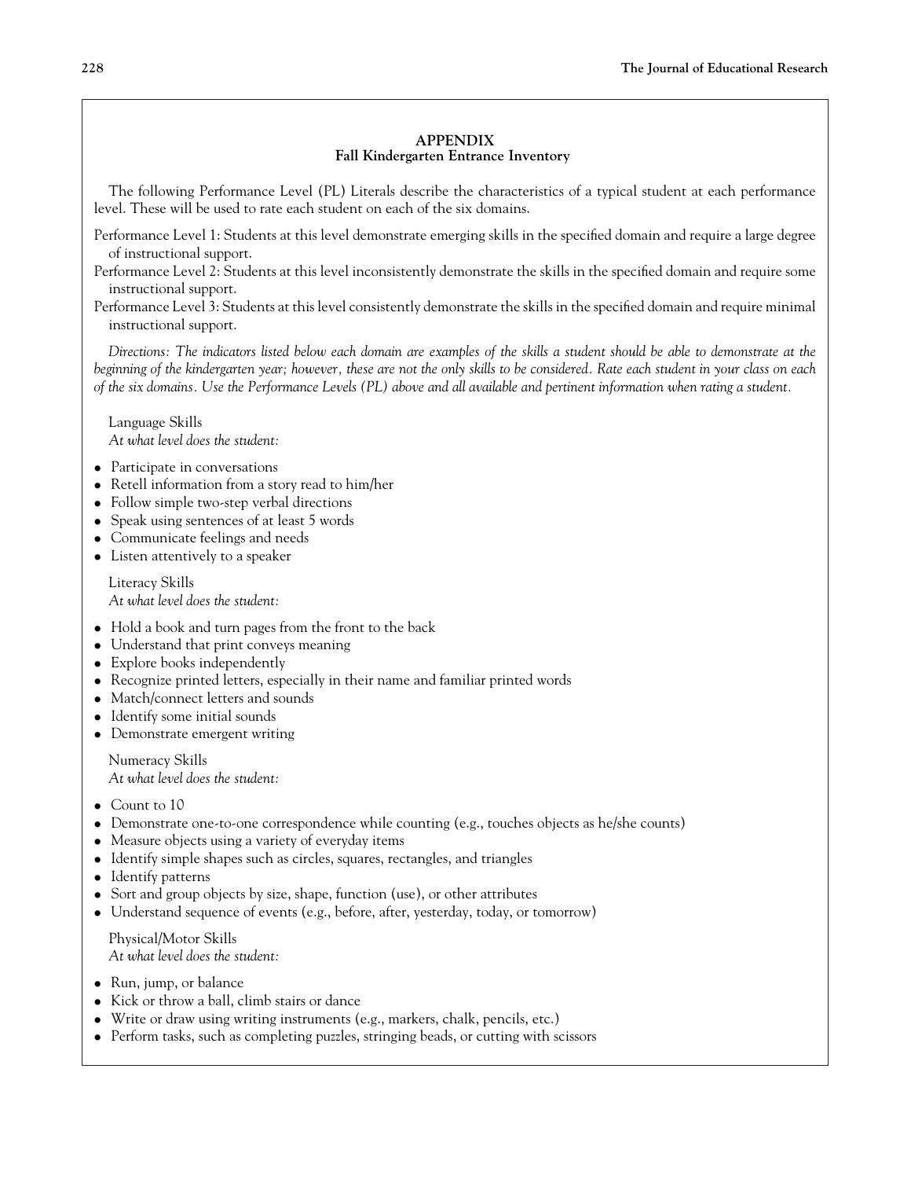## APPENDIX
### Fall Kindergarten Entrance Inventory

The following Performance Level (PL) Literals describe the characteristics of a typical student at each performance level. These will be used to rate each student on each of the six domains.

Performance Level 1: Students at this level demonstrate emerging skills in the specified domain and require a large degree of instructional support.

Performance Level 2: Students at this level inconsistently demonstrate the skills in the specified domain and require some instructional support.

Performance Level 3: Students at this level consistently demonstrate the skills in the specified domain and require minimal instructional support.

*Directions: The indicators listed below each domain are examples of the skills a student should be able to demonstrate at the beginning of the kindergarten year; however, these are not the only skills to be considered. Rate each student in your class on each of the six domains. Use the Performance Levels (PL) above and all available and pertinent information when rating a student.*

Language Skills
*At what level does the student:*

- Participate in conversations
- Retell information from a story read to him/her
- Follow simple two-step verbal directions
- Speak using sentences of at least 5 words
- Communicate feelings and needs
- Listen attentively to a speaker

Literacy Skills
*At what level does the student:*

- Hold a book and turn pages from the front to the back
- Understand that print conveys meaning
- Explore books independently
- Recognize printed letters, especially in their name and familiar printed words
- Match/connect letters and sounds
- Identify some initial sounds
- Demonstrate emergent writing

Numeracy Skills
*At what level does the student:*

- Count to 10
- Demonstrate one-to-one correspondence while counting (e.g., touches objects as he/she counts)
- Measure objects using a variety of everyday items
- Identify simple shapes such as circles, squares, rectangles, and triangles
- Identify patterns
- Sort and group objects by size, shape, function (use), or other attributes
- Understand sequence of events (e.g., before, after, yesterday, today, or tomorrow)

Physical/Motor Skills
*At what level does the student:*

- Run, jump, or balance
- Kick or throw a ball, climb stairs or dance
- Write or draw using writing instruments (e.g., markers, chalk, pencils, etc.)
- Perform tasks, such as completing puzzles, stringing beads, or cutting with scissors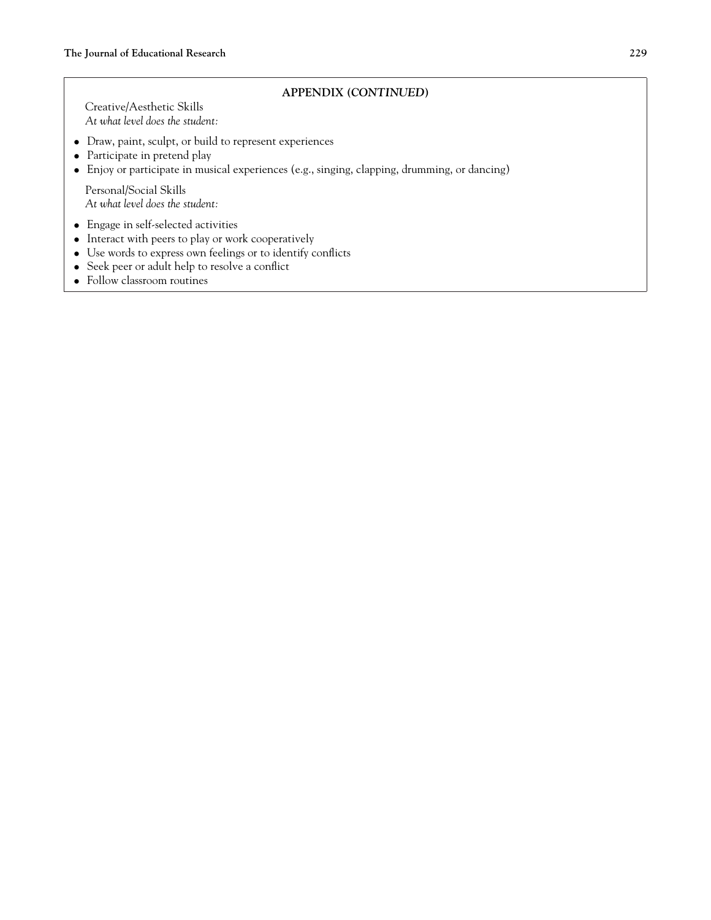**APPENDIX (*CONTINUED*)**

Creative/Aesthetic Skills

*At what level does the student:*

- Draw, paint, sculpt, or build to represent experiences
- Participate in pretend play
- Enjoy or participate in musical experiences (e.g., singing, clapping, drumming, or dancing)

Personal/Social Skills

*At what level does the student:*

- Engage in self-selected activities
- Interact with peers to play or work cooperatively
- Use words to express own feelings or to identify conflicts
- Seek peer or adult help to resolve a conflict
- Follow classroom routines